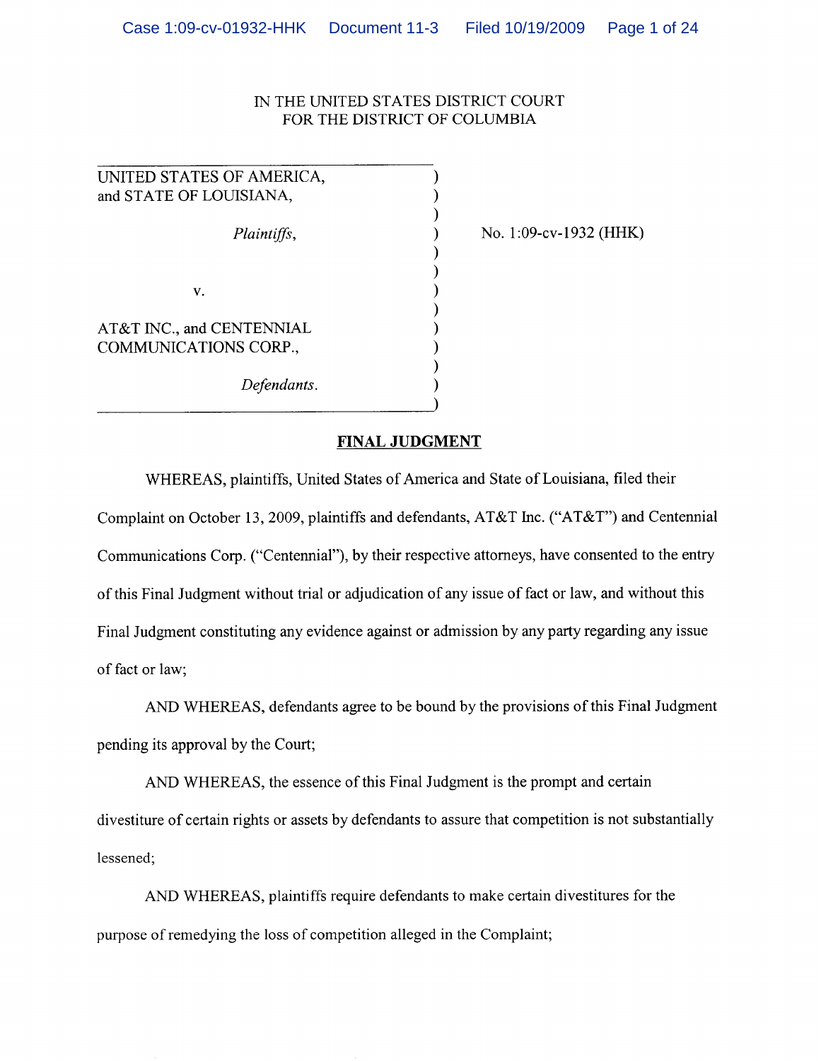IN THE UNITED STATES DISTRICT COURT
FOR THE DISTRICT OF COLUMBIA

| | | |
|---|---|---|
| UNITED STATES OF AMERICA, and STATE OF LOUISIANA, *Plaintiffs*, | ) | No. 1:09-cv-1932 (HHK) |
| v. | ) | |
| AT&T INC., and CENTENNIAL COMMUNICATIONS CORP., *Defendants*. | ) | |

## FINAL JUDGMENT

WHEREAS, plaintiffs, United States of America and State of Louisiana, filed their Complaint on October 13, 2009, plaintiffs and defendants, AT&T Inc. ("AT&T") and Centennial Communications Corp. ("Centennial"), by their respective attorneys, have consented to the entry of this Final Judgment without trial or adjudication of any issue of fact or law, and without this Final Judgment constituting any evidence against or admission by any party regarding any issue of fact or law;

AND WHEREAS, defendants agree to be bound by the provisions of this Final Judgment pending its approval by the Court;

AND WHEREAS, the essence of this Final Judgment is the prompt and certain divestiture of certain rights or assets by defendants to assure that competition is not substantially lessened;

AND WHEREAS, plaintiffs require defendants to make certain divestitures for the purpose of remedying the loss of competition alleged in the Complaint;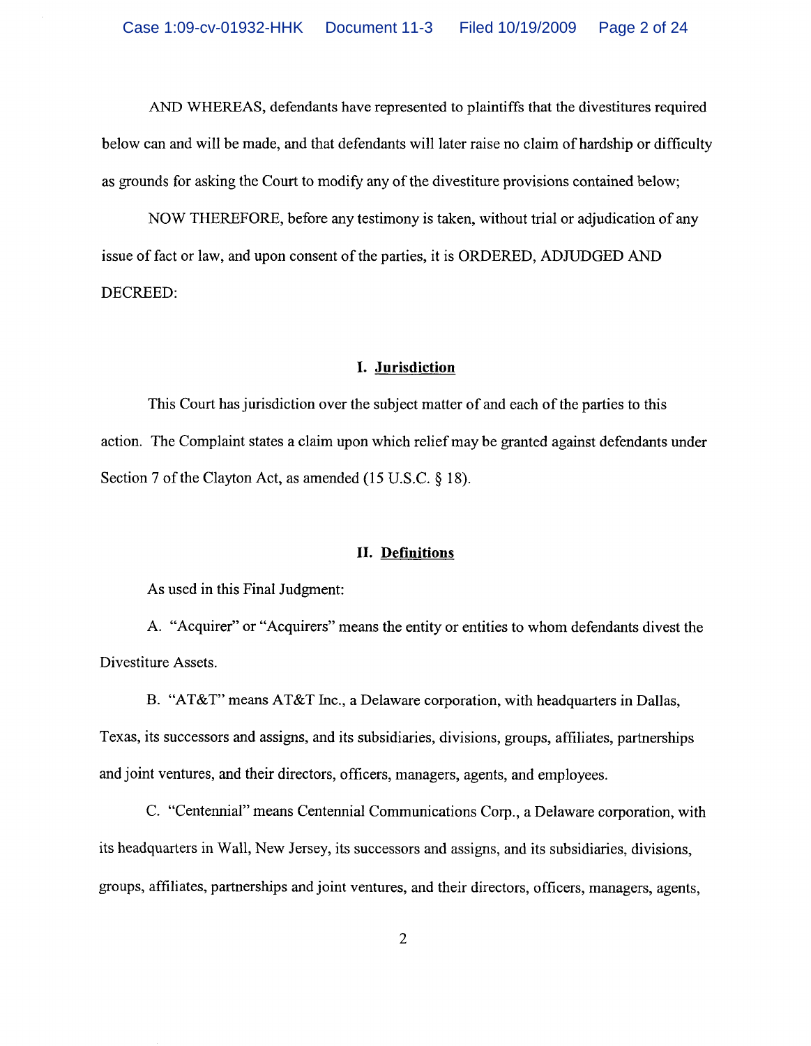AND WHEREAS, defendants have represented to plaintiffs that the divestitures required below can and will be made, and that defendants will later raise no claim of hardship or difficulty as grounds for asking the Court to modify any of the divestiture provisions contained below;

NOW THEREFORE, before any testimony is taken, without trial or adjudication of any issue of fact or law, and upon consent of the parties, it is ORDERED, ADJUDGED AND DECREED:

## I. Jurisdiction

This Court has jurisdiction over the subject matter of and each of the parties to this action. The Complaint states a claim upon which relief may be granted against defendants under Section 7 of the Clayton Act, as amended (15 U.S.C. § 18).

## II. Definitions

As used in this Final Judgment:

A. "Acquirer" or "Acquirers" means the entity or entities to whom defendants divest the Divestiture Assets.

B. "AT&T" means AT&T Inc., a Delaware corporation, with headquarters in Dallas, Texas, its successors and assigns, and its subsidiaries, divisions, groups, affiliates, partnerships and joint ventures, and their directors, officers, managers, agents, and employees.

C. "Centennial" means Centennial Communications Corp., a Delaware corporation, with its headquarters in Wall, New Jersey, its successors and assigns, and its subsidiaries, divisions, groups, affiliates, partnerships and joint ventures, and their directors, officers, managers, agents,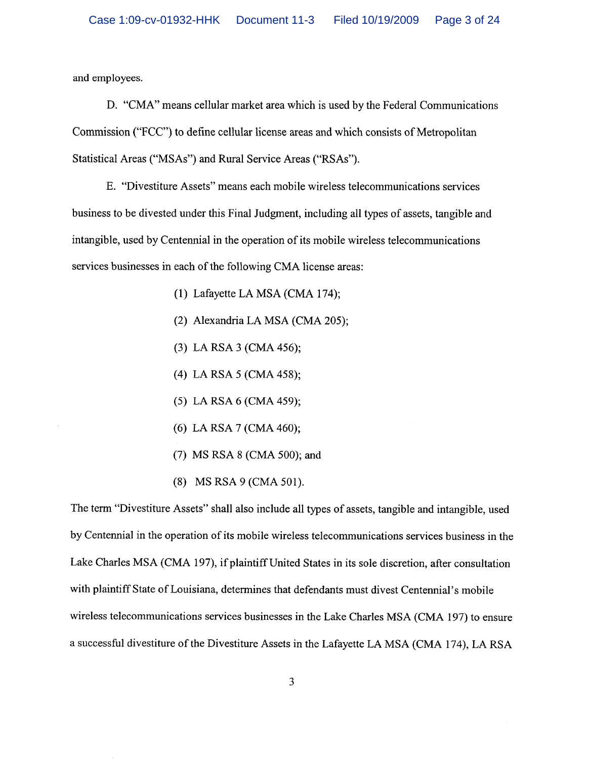and employees.

D. "CMA" means cellular market area which is used by the Federal Communications Commission ("FCC") to define cellular license areas and which consists of Metropolitan Statistical Areas ("MSAs") and Rural Service Areas ("RSAs").

E. "Divestiture Assets" means each mobile wireless telecommunications services business to be divested under this Final Judgment, including all types of assets, tangible and intangible, used by Centennial in the operation of its mobile wireless telecommunications services businesses in each of the following CMA license areas:

(1) Lafayette LA MSA (CMA 174);

(2) Alexandria LA MSA (CMA 205);

(3) LA RSA 3 (CMA 456);

(4) LA RSA 5 (CMA 458);

(5) LA RSA 6 (CMA 459);

(6) LA RSA 7 (CMA 460);

(7) MS RSA 8 (CMA 500); and

(8) MS RSA 9 (CMA 501).

The term "Divestiture Assets" shall also include all types of assets, tangible and intangible, used by Centennial in the operation of its mobile wireless telecommunications services business in the Lake Charles MSA (CMA 197), if plaintiff United States in its sole discretion, after consultation with plaintiff State of Louisiana, determines that defendants must divest Centennial's mobile wireless telecommunications services businesses in the Lake Charles MSA (CMA 197) to ensure a successful divestiture of the Divestiture Assets in the Lafayette LA MSA (CMA 174), LA RSA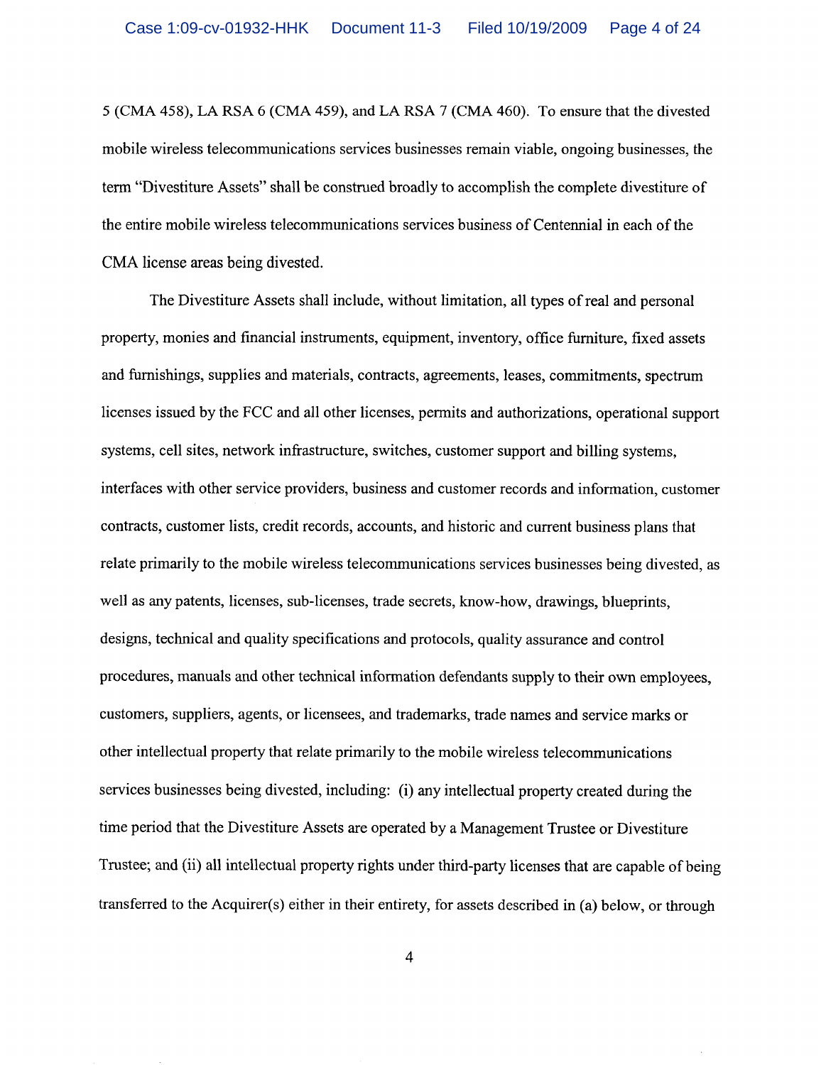5 (CMA 458), LA RSA 6 (CMA 459), and LA RSA 7 (CMA 460). To ensure that the divested mobile wireless telecommunications services businesses remain viable, ongoing businesses, the term "Divestiture Assets" shall be construed broadly to accomplish the complete divestiture of the entire mobile wireless telecommunications services business of Centennial in each of the CMA license areas being divested.

The Divestiture Assets shall include, without limitation, all types of real and personal property, monies and financial instruments, equipment, inventory, office furniture, fixed assets and furnishings, supplies and materials, contracts, agreements, leases, commitments, spectrum licenses issued by the FCC and all other licenses, permits and authorizations, operational support systems, cell sites, network infrastructure, switches, customer support and billing systems, interfaces with other service providers, business and customer records and information, customer contracts, customer lists, credit records, accounts, and historic and current business plans that relate primarily to the mobile wireless telecommunications services businesses being divested, as well as any patents, licenses, sub-licenses, trade secrets, know-how, drawings, blueprints, designs, technical and quality specifications and protocols, quality assurance and control procedures, manuals and other technical information defendants supply to their own employees, customers, suppliers, agents, or licensees, and trademarks, trade names and service marks or other intellectual property that relate primarily to the mobile wireless telecommunications services businesses being divested, including: (i) any intellectual property created during the time period that the Divestiture Assets are operated by a Management Trustee or Divestiture Trustee; and (ii) all intellectual property rights under third-party licenses that are capable of being transferred to the Acquirer(s) either in their entirety, for assets described in (a) below, or through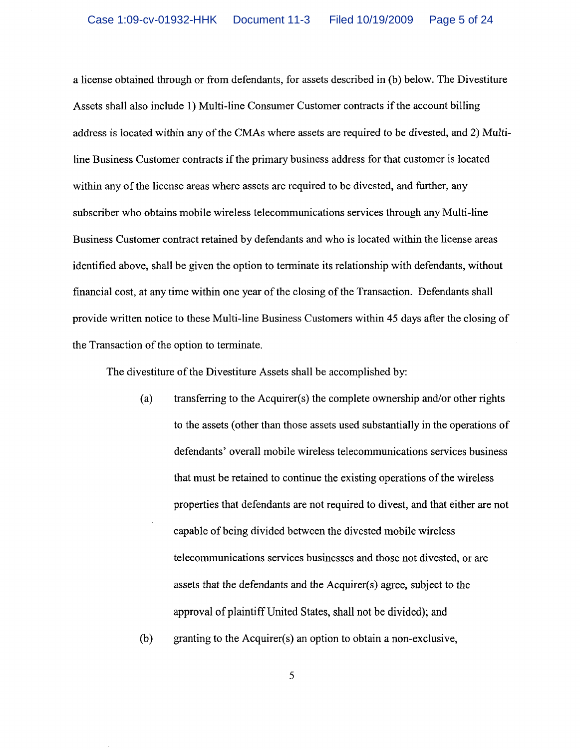a license obtained through or from defendants, for assets described in (b) below. The Divestiture Assets shall also include 1) Multi-line Consumer Customer contracts if the account billing address is located within any of the CMAs where assets are required to be divested, and 2) Multi-line Business Customer contracts if the primary business address for that customer is located within any of the license areas where assets are required to be divested, and further, any subscriber who obtains mobile wireless telecommunications services through any Multi-line Business Customer contract retained by defendants and who is located within the license areas identified above, shall be given the option to terminate its relationship with defendants, without financial cost, at any time within one year of the closing of the Transaction. Defendants shall provide written notice to these Multi-line Business Customers within 45 days after the closing of the Transaction of the option to terminate.

The divestiture of the Divestiture Assets shall be accomplished by:

(a) transferring to the Acquirer(s) the complete ownership and/or other rights to the assets (other than those assets used substantially in the operations of defendants' overall mobile wireless telecommunications services business that must be retained to continue the existing operations of the wireless properties that defendants are not required to divest, and that either are not capable of being divided between the divested mobile wireless telecommunications services businesses and those not divested, or are assets that the defendants and the Acquirer(s) agree, subject to the approval of plaintiff United States, shall not be divided); and

(b) granting to the Acquirer(s) an option to obtain a non-exclusive,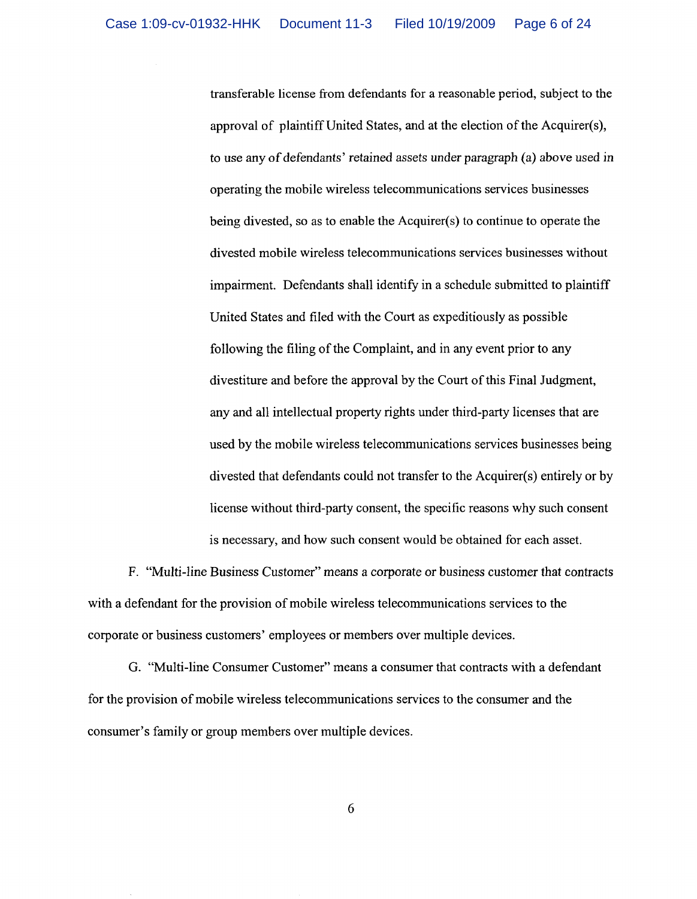transferable license from defendants for a reasonable period, subject to the approval of plaintiff United States, and at the election of the Acquirer(s), to use any of defendants' retained assets under paragraph (a) above used in operating the mobile wireless telecommunications services businesses being divested, so as to enable the Acquirer(s) to continue to operate the divested mobile wireless telecommunications services businesses without impairment. Defendants shall identify in a schedule submitted to plaintiff United States and filed with the Court as expeditiously as possible following the filing of the Complaint, and in any event prior to any divestiture and before the approval by the Court of this Final Judgment, any and all intellectual property rights under third-party licenses that are used by the mobile wireless telecommunications services businesses being divested that defendants could not transfer to the Acquirer(s) entirely or by license without third-party consent, the specific reasons why such consent is necessary, and how such consent would be obtained for each asset.

F. "Multi-line Business Customer" means a corporate or business customer that contracts with a defendant for the provision of mobile wireless telecommunications services to the corporate or business customers' employees or members over multiple devices.

G. "Multi-line Consumer Customer" means a consumer that contracts with a defendant for the provision of mobile wireless telecommunications services to the consumer and the consumer's family or group members over multiple devices.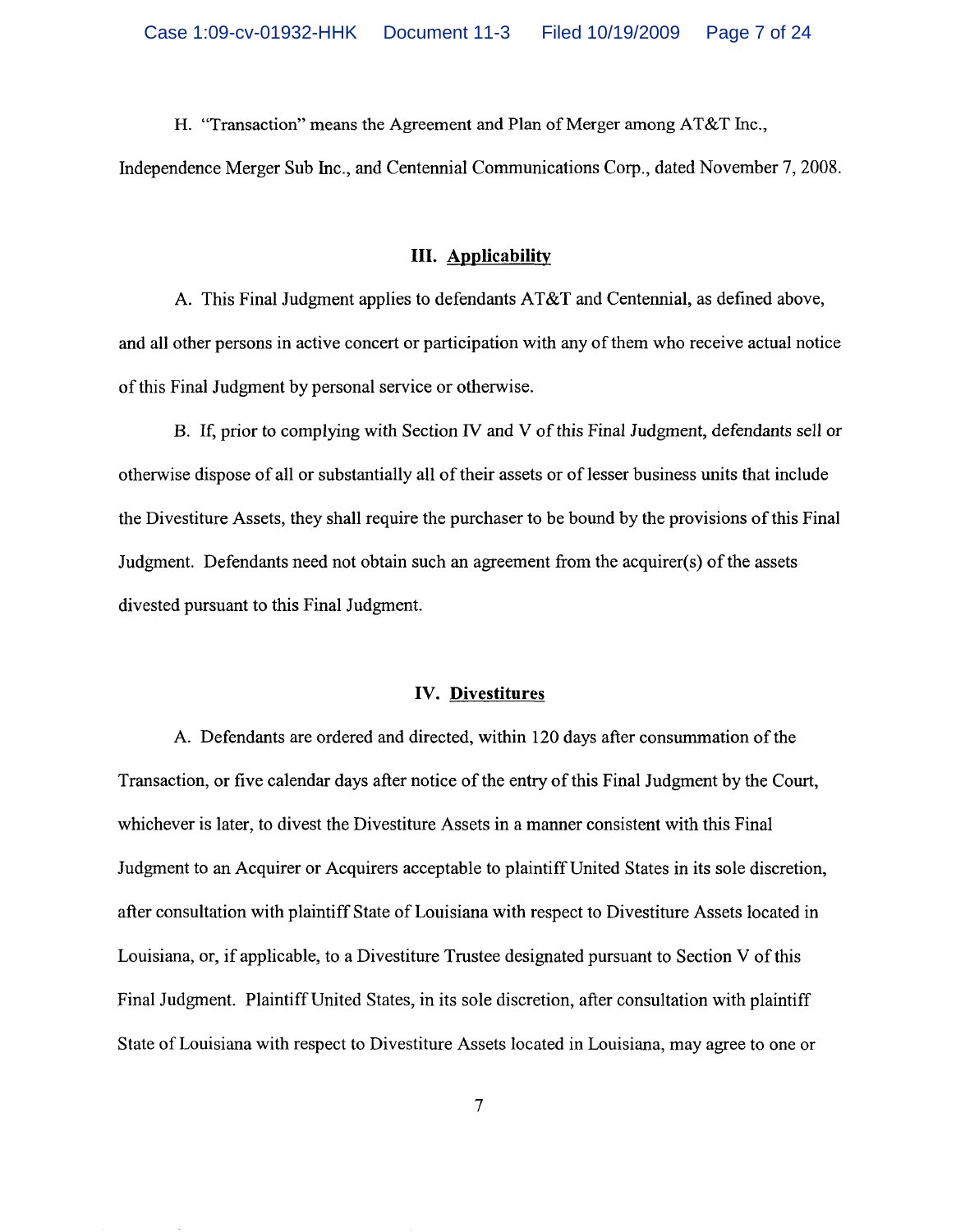H. "Transaction" means the Agreement and Plan of Merger among AT&T Inc., Independence Merger Sub Inc., and Centennial Communications Corp., dated November 7, 2008.

## III. Applicability

A. This Final Judgment applies to defendants AT&T and Centennial, as defined above, and all other persons in active concert or participation with any of them who receive actual notice of this Final Judgment by personal service or otherwise.

B. If, prior to complying with Section IV and V of this Final Judgment, defendants sell or otherwise dispose of all or substantially all of their assets or of lesser business units that include the Divestiture Assets, they shall require the purchaser to be bound by the provisions of this Final Judgment. Defendants need not obtain such an agreement from the acquirer(s) of the assets divested pursuant to this Final Judgment.

## IV. Divestitures

A. Defendants are ordered and directed, within 120 days after consummation of the Transaction, or five calendar days after notice of the entry of this Final Judgment by the Court, whichever is later, to divest the Divestiture Assets in a manner consistent with this Final Judgment to an Acquirer or Acquirers acceptable to plaintiff United States in its sole discretion, after consultation with plaintiff State of Louisiana with respect to Divestiture Assets located in Louisiana, or, if applicable, to a Divestiture Trustee designated pursuant to Section V of this Final Judgment. Plaintiff United States, in its sole discretion, after consultation with plaintiff State of Louisiana with respect to Divestiture Assets located in Louisiana, may agree to one or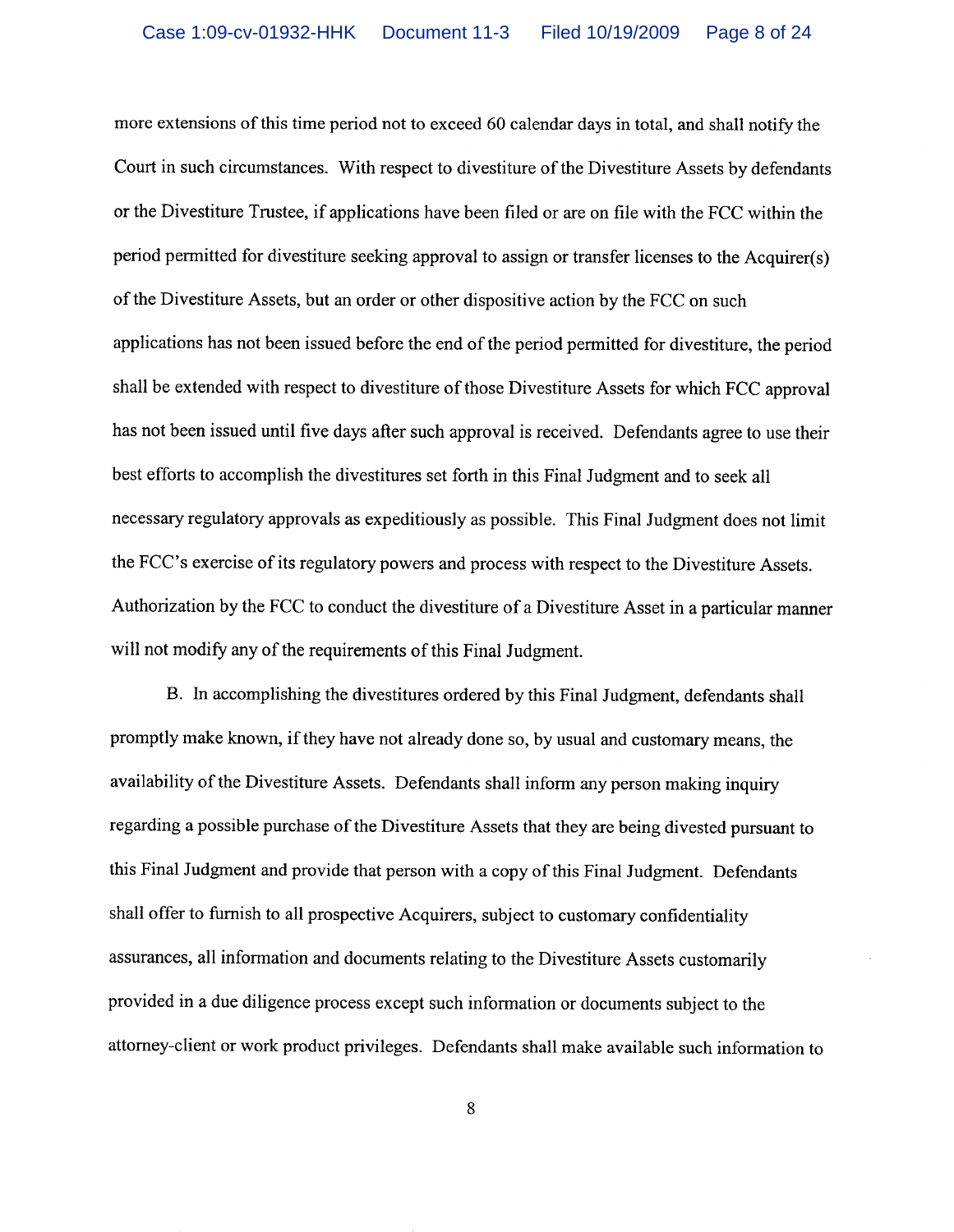more extensions of this time period not to exceed 60 calendar days in total, and shall notify the Court in such circumstances. With respect to divestiture of the Divestiture Assets by defendants or the Divestiture Trustee, if applications have been filed or are on file with the FCC within the period permitted for divestiture seeking approval to assign or transfer licenses to the Acquirer(s) of the Divestiture Assets, but an order or other dispositive action by the FCC on such applications has not been issued before the end of the period permitted for divestiture, the period shall be extended with respect to divestiture of those Divestiture Assets for which FCC approval has not been issued until five days after such approval is received. Defendants agree to use their best efforts to accomplish the divestitures set forth in this Final Judgment and to seek all necessary regulatory approvals as expeditiously as possible. This Final Judgment does not limit the FCC's exercise of its regulatory powers and process with respect to the Divestiture Assets. Authorization by the FCC to conduct the divestiture of a Divestiture Asset in a particular manner will not modify any of the requirements of this Final Judgment.

B. In accomplishing the divestitures ordered by this Final Judgment, defendants shall promptly make known, if they have not already done so, by usual and customary means, the availability of the Divestiture Assets. Defendants shall inform any person making inquiry regarding a possible purchase of the Divestiture Assets that they are being divested pursuant to this Final Judgment and provide that person with a copy of this Final Judgment. Defendants shall offer to furnish to all prospective Acquirers, subject to customary confidentiality assurances, all information and documents relating to the Divestiture Assets customarily provided in a due diligence process except such information or documents subject to the attorney-client or work product privileges. Defendants shall make available such information to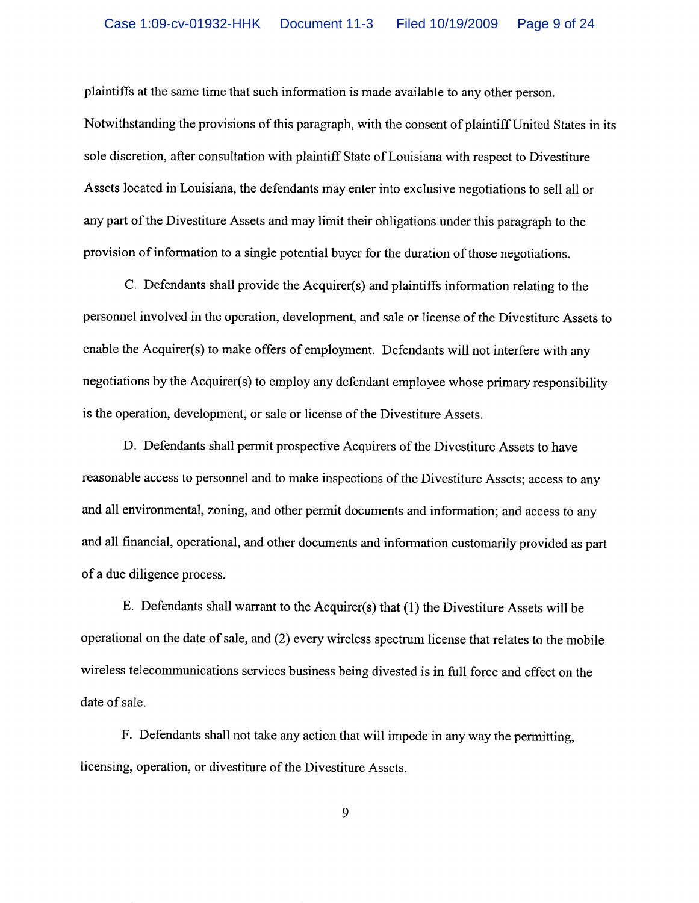plaintiffs at the same time that such information is made available to any other person. Notwithstanding the provisions of this paragraph, with the consent of plaintiff United States in its sole discretion, after consultation with plaintiff State of Louisiana with respect to Divestiture Assets located in Louisiana, the defendants may enter into exclusive negotiations to sell all or any part of the Divestiture Assets and may limit their obligations under this paragraph to the provision of information to a single potential buyer for the duration of those negotiations.

C. Defendants shall provide the Acquirer(s) and plaintiffs information relating to the personnel involved in the operation, development, and sale or license of the Divestiture Assets to enable the Acquirer(s) to make offers of employment. Defendants will not interfere with any negotiations by the Acquirer(s) to employ any defendant employee whose primary responsibility is the operation, development, or sale or license of the Divestiture Assets.

D. Defendants shall permit prospective Acquirers of the Divestiture Assets to have reasonable access to personnel and to make inspections of the Divestiture Assets; access to any and all environmental, zoning, and other permit documents and information; and access to any and all financial, operational, and other documents and information customarily provided as part of a due diligence process.

E. Defendants shall warrant to the Acquirer(s) that (1) the Divestiture Assets will be operational on the date of sale, and (2) every wireless spectrum license that relates to the mobile wireless telecommunications services business being divested is in full force and effect on the date of sale.

F. Defendants shall not take any action that will impede in any way the permitting, licensing, operation, or divestiture of the Divestiture Assets.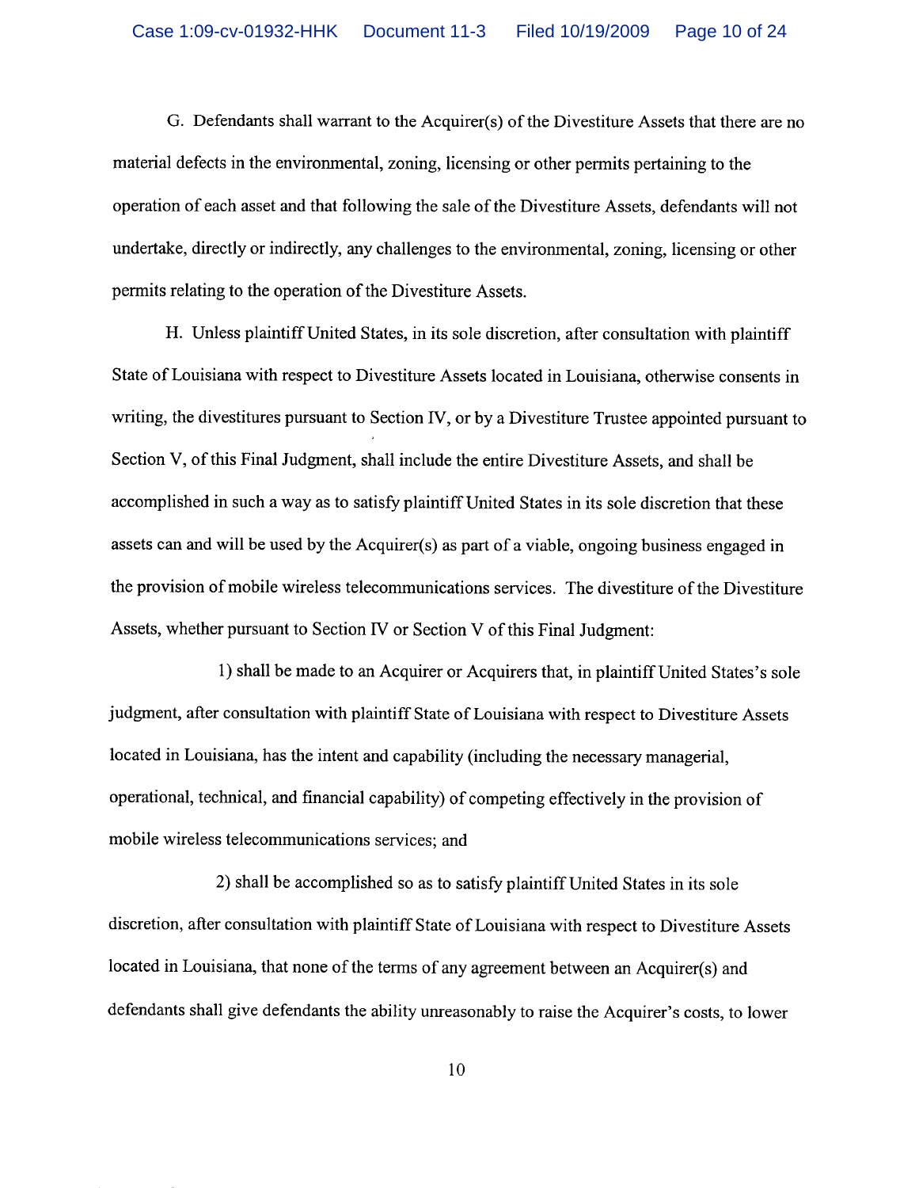G. Defendants shall warrant to the Acquirer(s) of the Divestiture Assets that there are no material defects in the environmental, zoning, licensing or other permits pertaining to the operation of each asset and that following the sale of the Divestiture Assets, defendants will not undertake, directly or indirectly, any challenges to the environmental, zoning, licensing or other permits relating to the operation of the Divestiture Assets.

H. Unless plaintiff United States, in its sole discretion, after consultation with plaintiff State of Louisiana with respect to Divestiture Assets located in Louisiana, otherwise consents in writing, the divestitures pursuant to Section IV, or by a Divestiture Trustee appointed pursuant to Section V, of this Final Judgment, shall include the entire Divestiture Assets, and shall be accomplished in such a way as to satisfy plaintiff United States in its sole discretion that these assets can and will be used by the Acquirer(s) as part of a viable, ongoing business engaged in the provision of mobile wireless telecommunications services. The divestiture of the Divestiture Assets, whether pursuant to Section IV or Section V of this Final Judgment:

1) shall be made to an Acquirer or Acquirers that, in plaintiff United States's sole judgment, after consultation with plaintiff State of Louisiana with respect to Divestiture Assets located in Louisiana, has the intent and capability (including the necessary managerial, operational, technical, and financial capability) of competing effectively in the provision of mobile wireless telecommunications services; and

2) shall be accomplished so as to satisfy plaintiff United States in its sole discretion, after consultation with plaintiff State of Louisiana with respect to Divestiture Assets located in Louisiana, that none of the terms of any agreement between an Acquirer(s) and defendants shall give defendants the ability unreasonably to raise the Acquirer's costs, to lower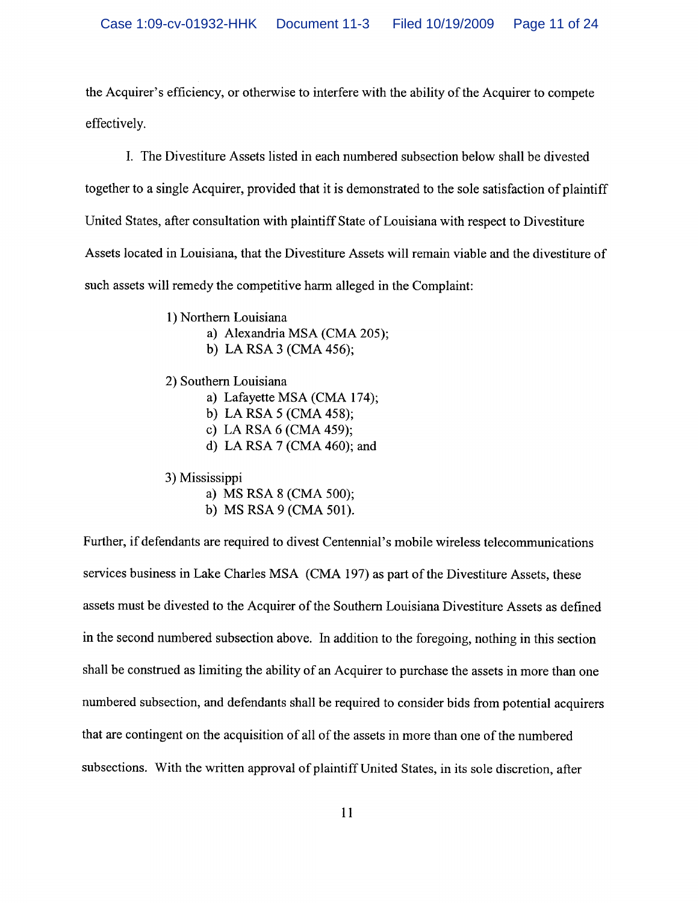the Acquirer's efficiency, or otherwise to interfere with the ability of the Acquirer to compete effectively.

I. The Divestiture Assets listed in each numbered subsection below shall be divested together to a single Acquirer, provided that it is demonstrated to the sole satisfaction of plaintiff United States, after consultation with plaintiff State of Louisiana with respect to Divestiture Assets located in Louisiana, that the Divestiture Assets will remain viable and the divestiture of such assets will remedy the competitive harm alleged in the Complaint:

1) Northern Louisiana
   a) Alexandria MSA (CMA 205);
   b) LA RSA 3 (CMA 456);

2) Southern Louisiana
   a) Lafayette MSA (CMA 174);
   b) LA RSA 5 (CMA 458);
   c) LA RSA 6 (CMA 459);
   d) LA RSA 7 (CMA 460); and

3) Mississippi
   a) MS RSA 8 (CMA 500);
   b) MS RSA 9 (CMA 501).

Further, if defendants are required to divest Centennial's mobile wireless telecommunications services business in Lake Charles MSA (CMA 197) as part of the Divestiture Assets, these assets must be divested to the Acquirer of the Southern Louisiana Divestiture Assets as defined in the second numbered subsection above. In addition to the foregoing, nothing in this section shall be construed as limiting the ability of an Acquirer to purchase the assets in more than one numbered subsection, and defendants shall be required to consider bids from potential acquirers that are contingent on the acquisition of all of the assets in more than one of the numbered subsections. With the written approval of plaintiff United States, in its sole discretion, after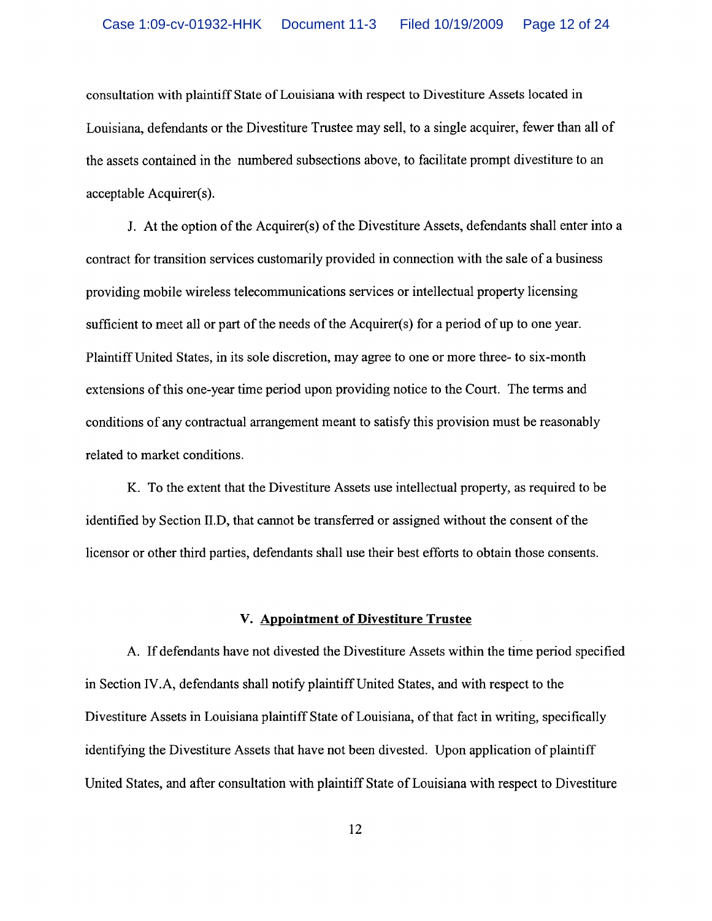consultation with plaintiff State of Louisiana with respect to Divestiture Assets located in Louisiana, defendants or the Divestiture Trustee may sell, to a single acquirer, fewer than all of the assets contained in the numbered subsections above, to facilitate prompt divestiture to an acceptable Acquirer(s).

J. At the option of the Acquirer(s) of the Divestiture Assets, defendants shall enter into a contract for transition services customarily provided in connection with the sale of a business providing mobile wireless telecommunications services or intellectual property licensing sufficient to meet all or part of the needs of the Acquirer(s) for a period of up to one year. Plaintiff United States, in its sole discretion, may agree to one or more three- to six-month extensions of this one-year time period upon providing notice to the Court. The terms and conditions of any contractual arrangement meant to satisfy this provision must be reasonably related to market conditions.

K. To the extent that the Divestiture Assets use intellectual property, as required to be identified by Section II.D, that cannot be transferred or assigned without the consent of the licensor or other third parties, defendants shall use their best efforts to obtain those consents.

## V. Appointment of Divestiture Trustee

A. If defendants have not divested the Divestiture Assets within the time period specified in Section IV.A, defendants shall notify plaintiff United States, and with respect to the Divestiture Assets in Louisiana plaintiff State of Louisiana, of that fact in writing, specifically identifying the Divestiture Assets that have not been divested. Upon application of plaintiff United States, and after consultation with plaintiff State of Louisiana with respect to Divestiture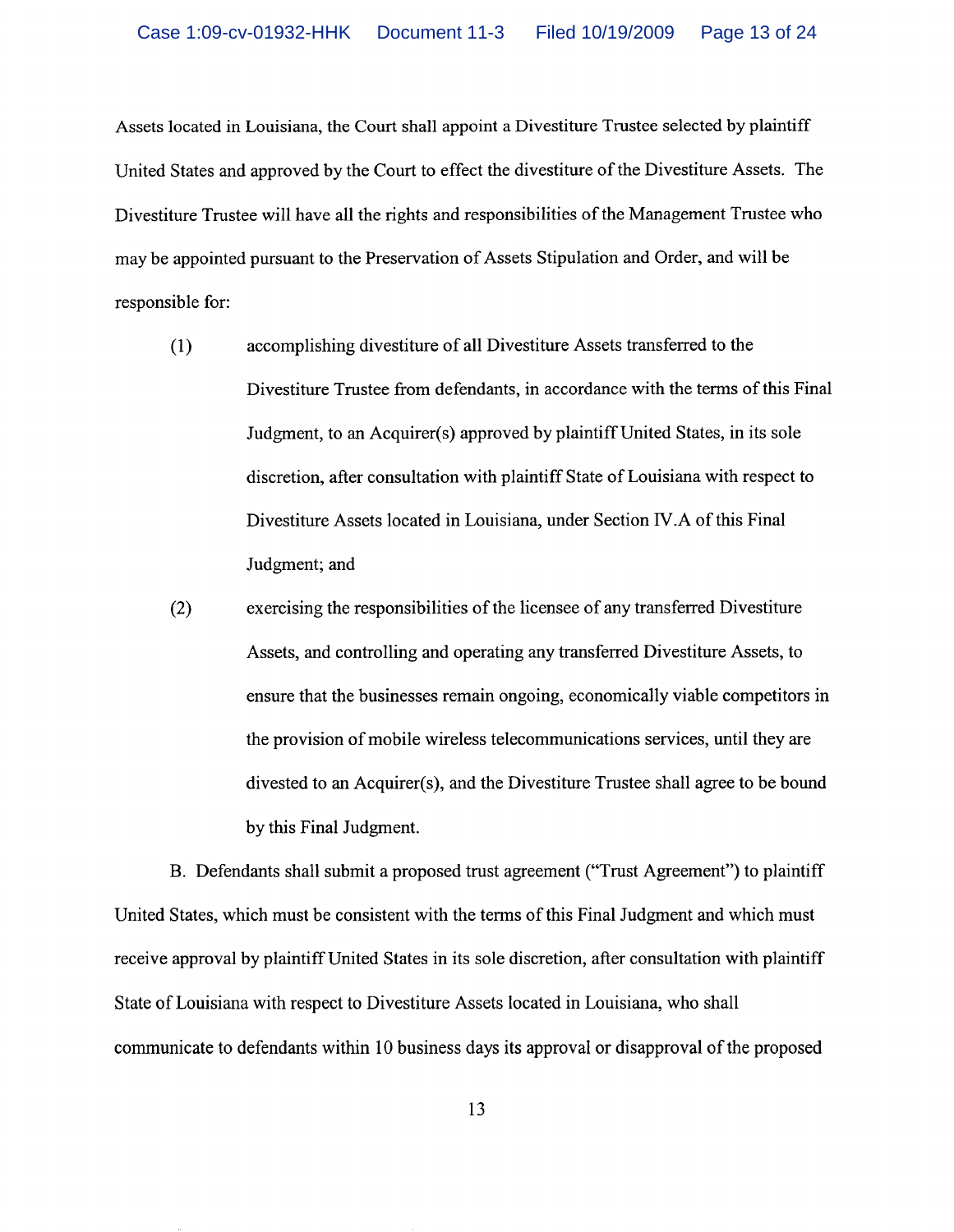Assets located in Louisiana, the Court shall appoint a Divestiture Trustee selected by plaintiff United States and approved by the Court to effect the divestiture of the Divestiture Assets. The Divestiture Trustee will have all the rights and responsibilities of the Management Trustee who may be appointed pursuant to the Preservation of Assets Stipulation and Order, and will be responsible for:

(1) accomplishing divestiture of all Divestiture Assets transferred to the Divestiture Trustee from defendants, in accordance with the terms of this Final Judgment, to an Acquirer(s) approved by plaintiff United States, in its sole discretion, after consultation with plaintiff State of Louisiana with respect to Divestiture Assets located in Louisiana, under Section IV.A of this Final Judgment; and

(2) exercising the responsibilities of the licensee of any transferred Divestiture Assets, and controlling and operating any transferred Divestiture Assets, to ensure that the businesses remain ongoing, economically viable competitors in the provision of mobile wireless telecommunications services, until they are divested to an Acquirer(s), and the Divestiture Trustee shall agree to be bound by this Final Judgment.

B. Defendants shall submit a proposed trust agreement ("Trust Agreement") to plaintiff United States, which must be consistent with the terms of this Final Judgment and which must receive approval by plaintiff United States in its sole discretion, after consultation with plaintiff State of Louisiana with respect to Divestiture Assets located in Louisiana, who shall communicate to defendants within 10 business days its approval or disapproval of the proposed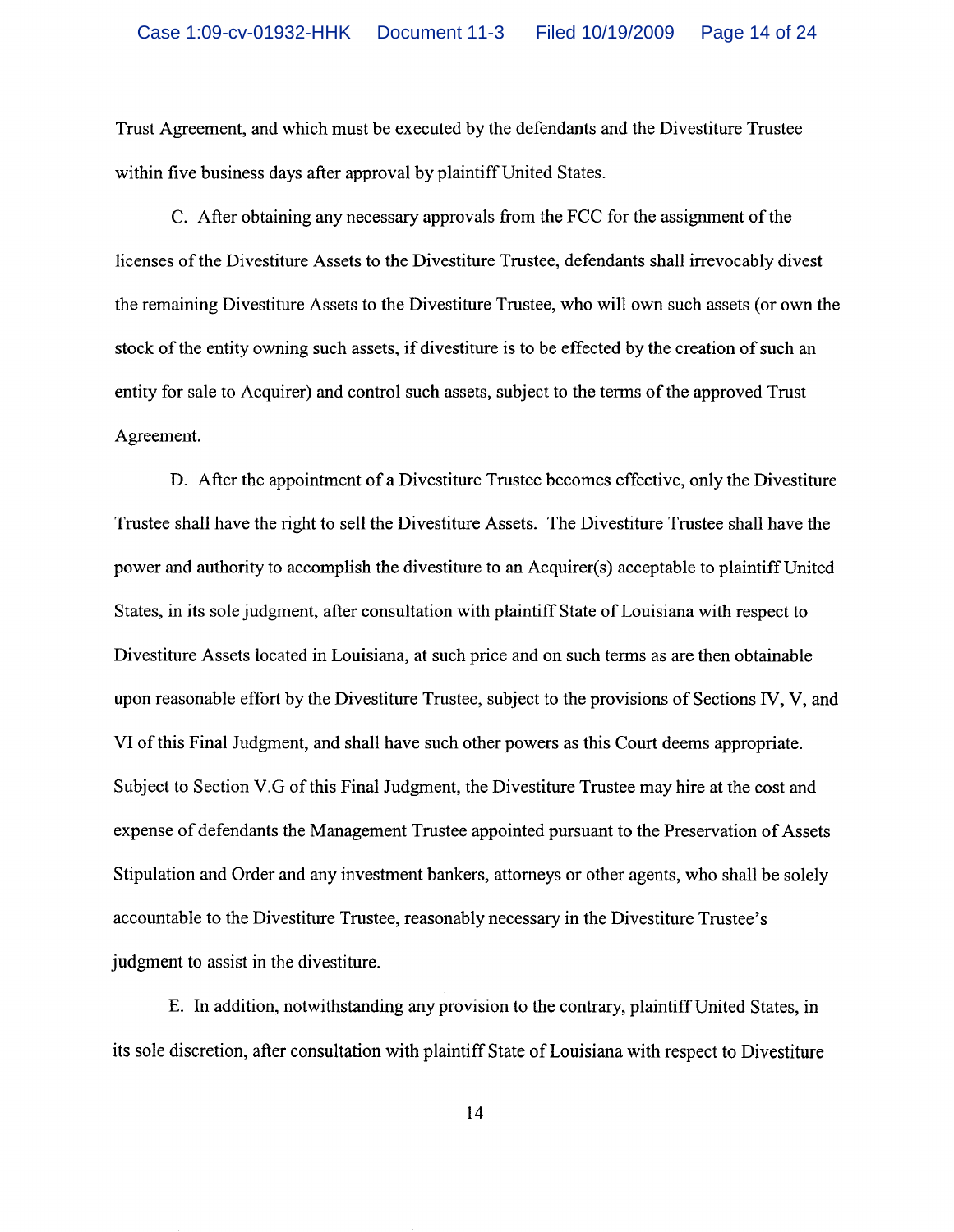Trust Agreement, and which must be executed by the defendants and the Divestiture Trustee within five business days after approval by plaintiff United States.

C. After obtaining any necessary approvals from the FCC for the assignment of the licenses of the Divestiture Assets to the Divestiture Trustee, defendants shall irrevocably divest the remaining Divestiture Assets to the Divestiture Trustee, who will own such assets (or own the stock of the entity owning such assets, if divestiture is to be effected by the creation of such an entity for sale to Acquirer) and control such assets, subject to the terms of the approved Trust Agreement.

D. After the appointment of a Divestiture Trustee becomes effective, only the Divestiture Trustee shall have the right to sell the Divestiture Assets. The Divestiture Trustee shall have the power and authority to accomplish the divestiture to an Acquirer(s) acceptable to plaintiff United States, in its sole judgment, after consultation with plaintiff State of Louisiana with respect to Divestiture Assets located in Louisiana, at such price and on such terms as are then obtainable upon reasonable effort by the Divestiture Trustee, subject to the provisions of Sections IV, V, and VI of this Final Judgment, and shall have such other powers as this Court deems appropriate. Subject to Section V.G of this Final Judgment, the Divestiture Trustee may hire at the cost and expense of defendants the Management Trustee appointed pursuant to the Preservation of Assets Stipulation and Order and any investment bankers, attorneys or other agents, who shall be solely accountable to the Divestiture Trustee, reasonably necessary in the Divestiture Trustee's judgment to assist in the divestiture.

E. In addition, notwithstanding any provision to the contrary, plaintiff United States, in its sole discretion, after consultation with plaintiff State of Louisiana with respect to Divestiture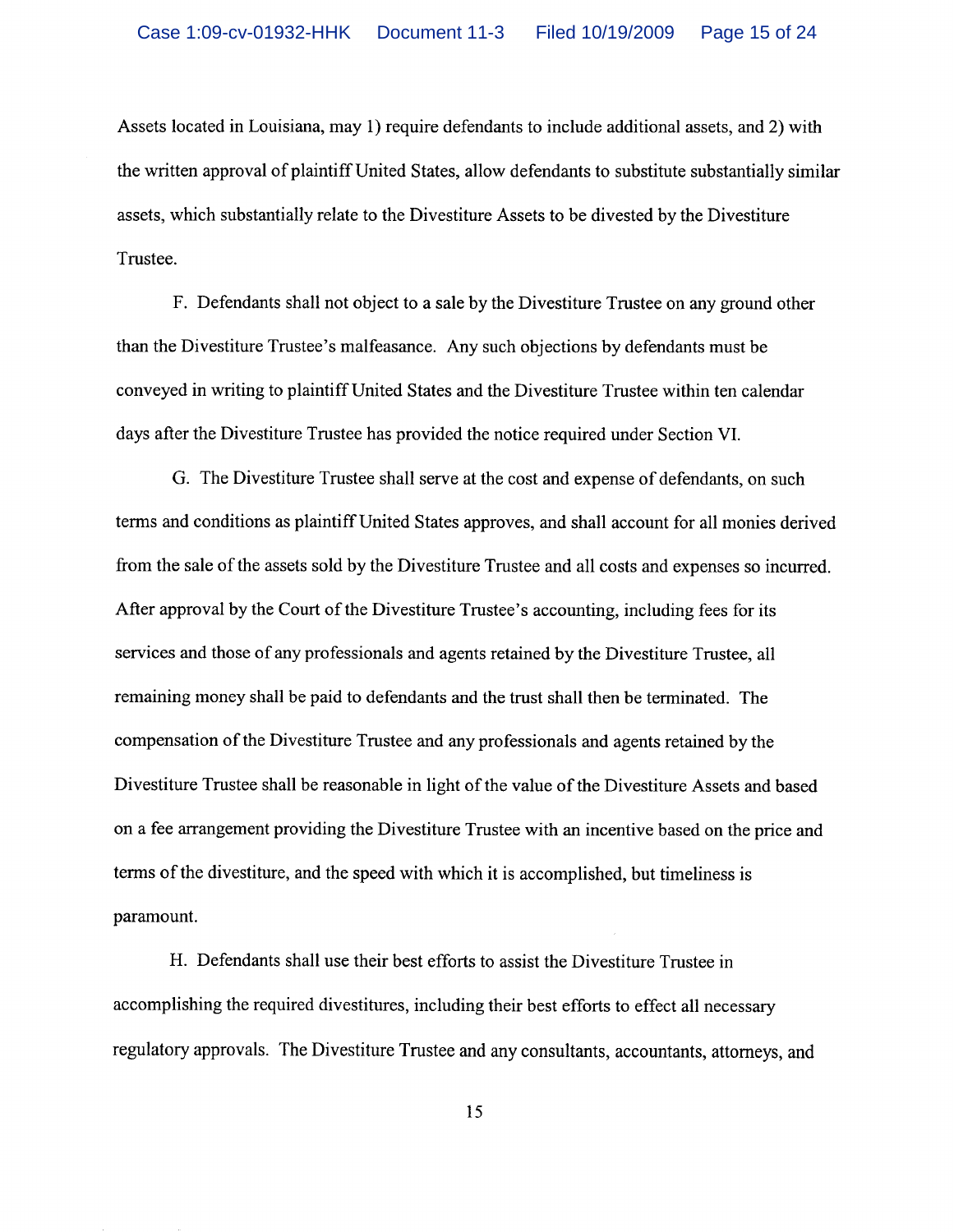Assets located in Louisiana, may 1) require defendants to include additional assets, and 2) with the written approval of plaintiff United States, allow defendants to substitute substantially similar assets, which substantially relate to the Divestiture Assets to be divested by the Divestiture Trustee.

F. Defendants shall not object to a sale by the Divestiture Trustee on any ground other than the Divestiture Trustee's malfeasance. Any such objections by defendants must be conveyed in writing to plaintiff United States and the Divestiture Trustee within ten calendar days after the Divestiture Trustee has provided the notice required under Section VI.

G. The Divestiture Trustee shall serve at the cost and expense of defendants, on such terms and conditions as plaintiff United States approves, and shall account for all monies derived from the sale of the assets sold by the Divestiture Trustee and all costs and expenses so incurred. After approval by the Court of the Divestiture Trustee's accounting, including fees for its services and those of any professionals and agents retained by the Divestiture Trustee, all remaining money shall be paid to defendants and the trust shall then be terminated. The compensation of the Divestiture Trustee and any professionals and agents retained by the Divestiture Trustee shall be reasonable in light of the value of the Divestiture Assets and based on a fee arrangement providing the Divestiture Trustee with an incentive based on the price and terms of the divestiture, and the speed with which it is accomplished, but timeliness is paramount.

H. Defendants shall use their best efforts to assist the Divestiture Trustee in accomplishing the required divestitures, including their best efforts to effect all necessary regulatory approvals. The Divestiture Trustee and any consultants, accountants, attorneys, and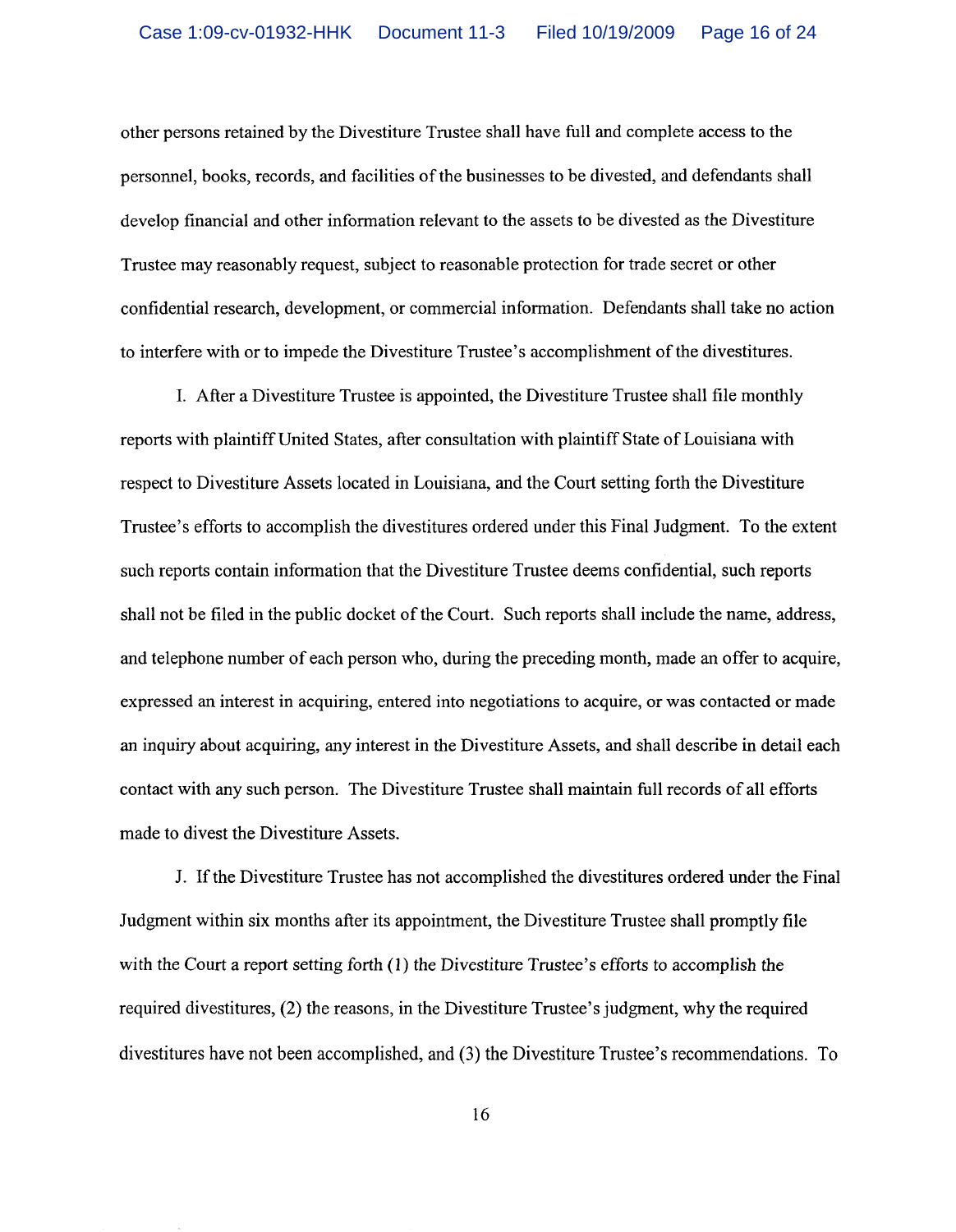other persons retained by the Divestiture Trustee shall have full and complete access to the personnel, books, records, and facilities of the businesses to be divested, and defendants shall develop financial and other information relevant to the assets to be divested as the Divestiture Trustee may reasonably request, subject to reasonable protection for trade secret or other confidential research, development, or commercial information. Defendants shall take no action to interfere with or to impede the Divestiture Trustee's accomplishment of the divestitures.

I. After a Divestiture Trustee is appointed, the Divestiture Trustee shall file monthly reports with plaintiff United States, after consultation with plaintiff State of Louisiana with respect to Divestiture Assets located in Louisiana, and the Court setting forth the Divestiture Trustee's efforts to accomplish the divestitures ordered under this Final Judgment. To the extent such reports contain information that the Divestiture Trustee deems confidential, such reports shall not be filed in the public docket of the Court. Such reports shall include the name, address, and telephone number of each person who, during the preceding month, made an offer to acquire, expressed an interest in acquiring, entered into negotiations to acquire, or was contacted or made an inquiry about acquiring, any interest in the Divestiture Assets, and shall describe in detail each contact with any such person. The Divestiture Trustee shall maintain full records of all efforts made to divest the Divestiture Assets.

J. If the Divestiture Trustee has not accomplished the divestitures ordered under the Final Judgment within six months after its appointment, the Divestiture Trustee shall promptly file with the Court a report setting forth (1) the Divestiture Trustee's efforts to accomplish the required divestitures, (2) the reasons, in the Divestiture Trustee's judgment, why the required divestitures have not been accomplished, and (3) the Divestiture Trustee's recommendations. To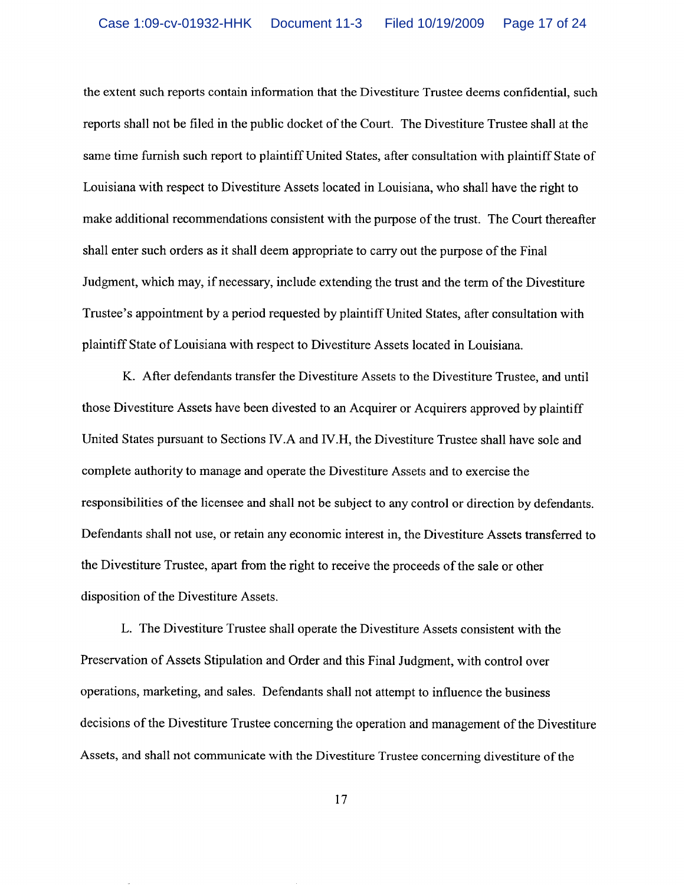the extent such reports contain information that the Divestiture Trustee deems confidential, such reports shall not be filed in the public docket of the Court. The Divestiture Trustee shall at the same time furnish such report to plaintiff United States, after consultation with plaintiff State of Louisiana with respect to Divestiture Assets located in Louisiana, who shall have the right to make additional recommendations consistent with the purpose of the trust. The Court thereafter shall enter such orders as it shall deem appropriate to carry out the purpose of the Final Judgment, which may, if necessary, include extending the trust and the term of the Divestiture Trustee's appointment by a period requested by plaintiff United States, after consultation with plaintiff State of Louisiana with respect to Divestiture Assets located in Louisiana.

K. After defendants transfer the Divestiture Assets to the Divestiture Trustee, and until those Divestiture Assets have been divested to an Acquirer or Acquirers approved by plaintiff United States pursuant to Sections IV.A and IV.H, the Divestiture Trustee shall have sole and complete authority to manage and operate the Divestiture Assets and to exercise the responsibilities of the licensee and shall not be subject to any control or direction by defendants. Defendants shall not use, or retain any economic interest in, the Divestiture Assets transferred to the Divestiture Trustee, apart from the right to receive the proceeds of the sale or other disposition of the Divestiture Assets.

L. The Divestiture Trustee shall operate the Divestiture Assets consistent with the Preservation of Assets Stipulation and Order and this Final Judgment, with control over operations, marketing, and sales. Defendants shall not attempt to influence the business decisions of the Divestiture Trustee concerning the operation and management of the Divestiture Assets, and shall not communicate with the Divestiture Trustee concerning divestiture of the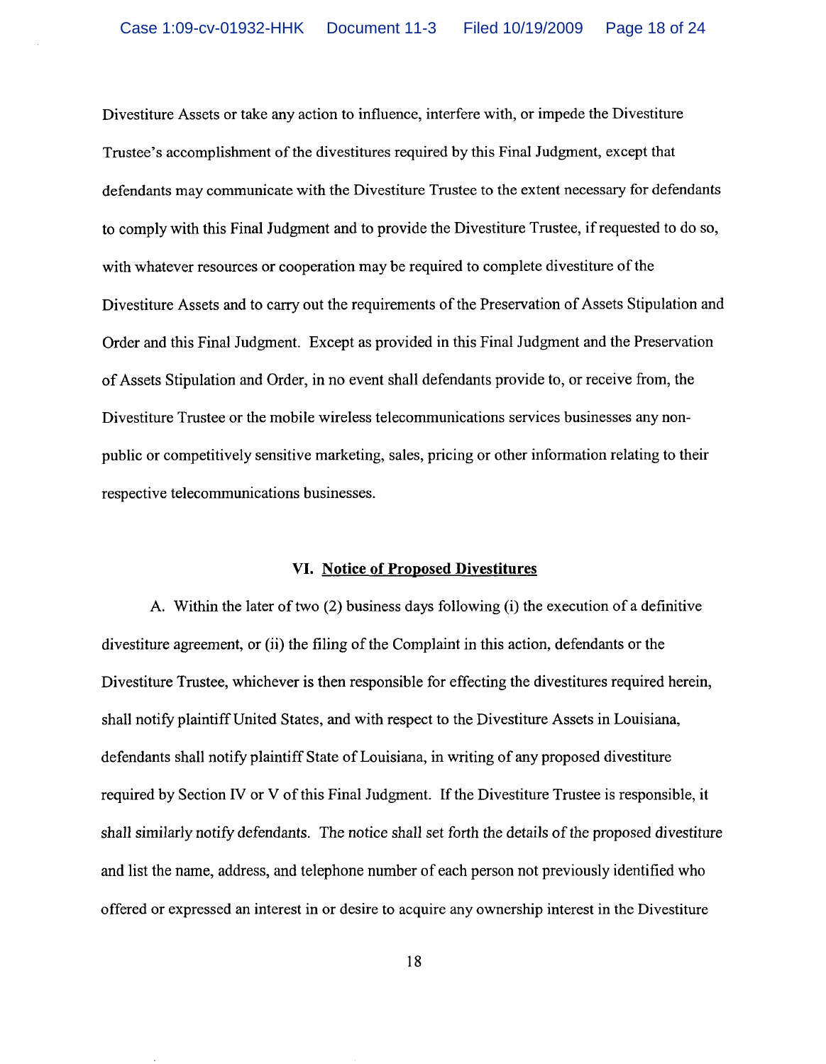Divestiture Assets or take any action to influence, interfere with, or impede the Divestiture Trustee's accomplishment of the divestitures required by this Final Judgment, except that defendants may communicate with the Divestiture Trustee to the extent necessary for defendants to comply with this Final Judgment and to provide the Divestiture Trustee, if requested to do so, with whatever resources or cooperation may be required to complete divestiture of the Divestiture Assets and to carry out the requirements of the Preservation of Assets Stipulation and Order and this Final Judgment. Except as provided in this Final Judgment and the Preservation of Assets Stipulation and Order, in no event shall defendants provide to, or receive from, the Divestiture Trustee or the mobile wireless telecommunications services businesses any non-public or competitively sensitive marketing, sales, pricing or other information relating to their respective telecommunications businesses.

## VI. Notice of Proposed Divestitures

A. Within the later of two (2) business days following (i) the execution of a definitive divestiture agreement, or (ii) the filing of the Complaint in this action, defendants or the Divestiture Trustee, whichever is then responsible for effecting the divestitures required herein, shall notify plaintiff United States, and with respect to the Divestiture Assets in Louisiana, defendants shall notify plaintiff State of Louisiana, in writing of any proposed divestiture required by Section IV or V of this Final Judgment. If the Divestiture Trustee is responsible, it shall similarly notify defendants. The notice shall set forth the details of the proposed divestiture and list the name, address, and telephone number of each person not previously identified who offered or expressed an interest in or desire to acquire any ownership interest in the Divestiture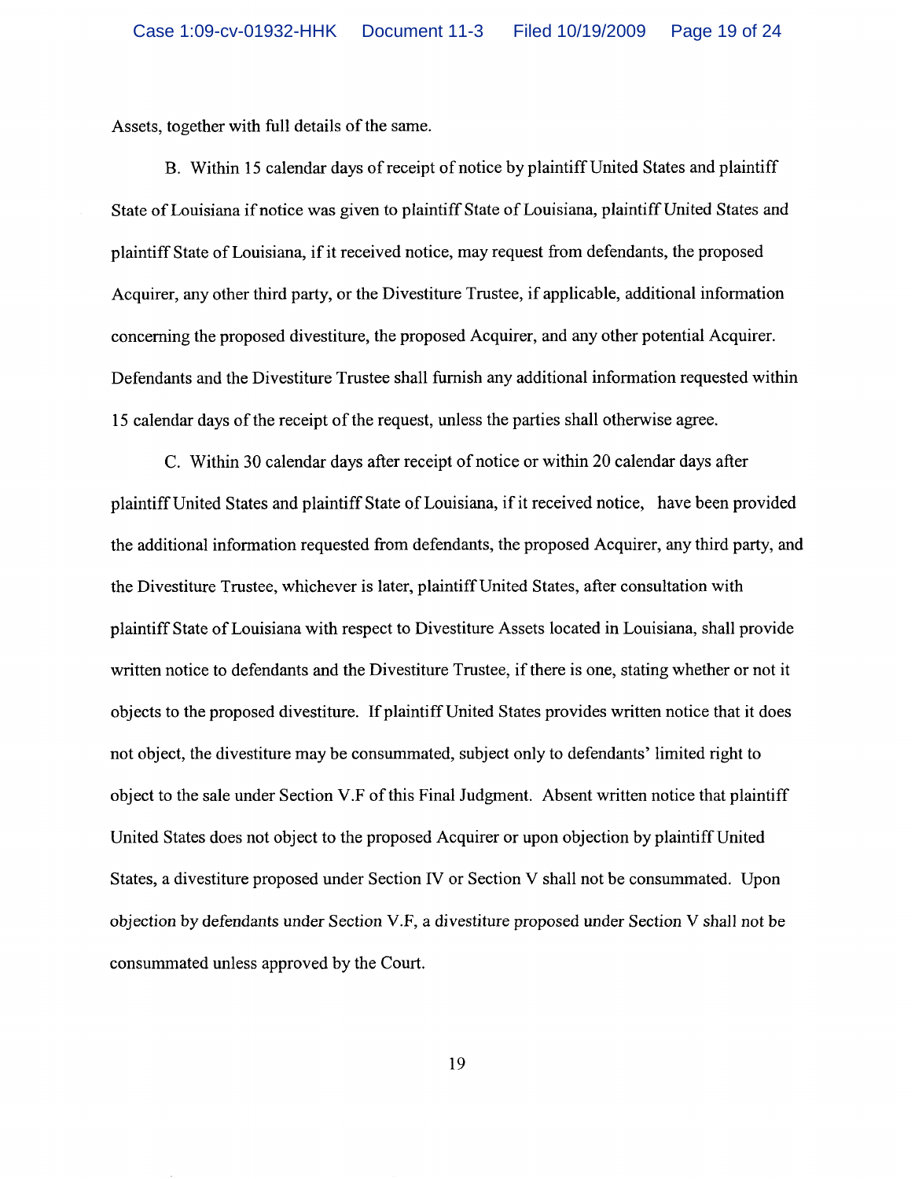Assets, together with full details of the same.

B. Within 15 calendar days of receipt of notice by plaintiff United States and plaintiff State of Louisiana if notice was given to plaintiff State of Louisiana, plaintiff United States and plaintiff State of Louisiana, if it received notice, may request from defendants, the proposed Acquirer, any other third party, or the Divestiture Trustee, if applicable, additional information concerning the proposed divestiture, the proposed Acquirer, and any other potential Acquirer. Defendants and the Divestiture Trustee shall furnish any additional information requested within 15 calendar days of the receipt of the request, unless the parties shall otherwise agree.

C. Within 30 calendar days after receipt of notice or within 20 calendar days after plaintiff United States and plaintiff State of Louisiana, if it received notice, have been provided the additional information requested from defendants, the proposed Acquirer, any third party, and the Divestiture Trustee, whichever is later, plaintiff United States, after consultation with plaintiff State of Louisiana with respect to Divestiture Assets located in Louisiana, shall provide written notice to defendants and the Divestiture Trustee, if there is one, stating whether or not it objects to the proposed divestiture. If plaintiff United States provides written notice that it does not object, the divestiture may be consummated, subject only to defendants' limited right to object to the sale under Section V.F of this Final Judgment. Absent written notice that plaintiff United States does not object to the proposed Acquirer or upon objection by plaintiff United States, a divestiture proposed under Section IV or Section V shall not be consummated. Upon objection by defendants under Section V.F, a divestiture proposed under Section V shall not be consummated unless approved by the Court.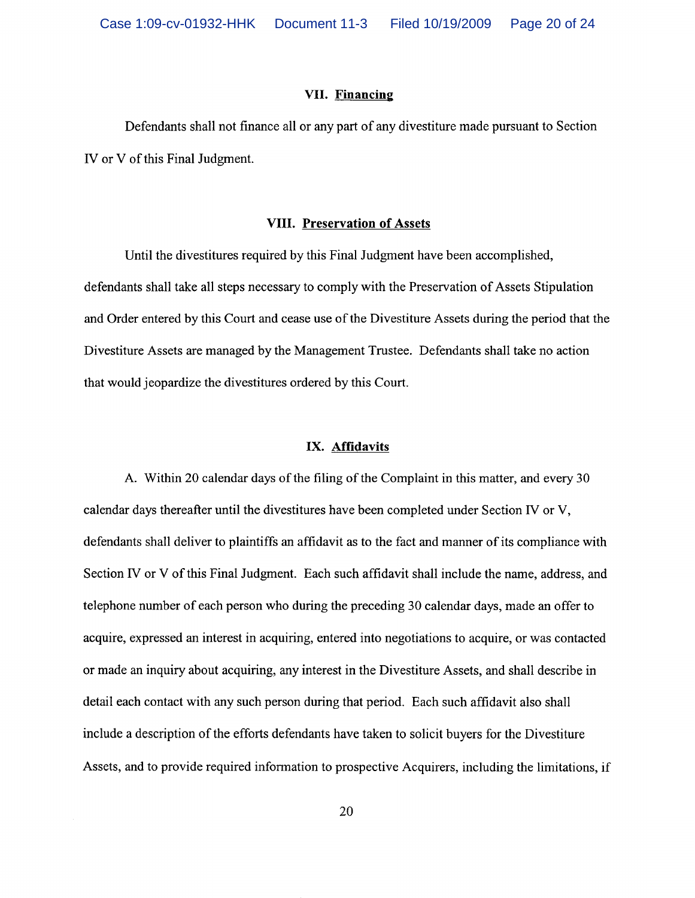## VII. Financing

Defendants shall not finance all or any part of any divestiture made pursuant to Section IV or V of this Final Judgment.

## VIII. Preservation of Assets

Until the divestitures required by this Final Judgment have been accomplished, defendants shall take all steps necessary to comply with the Preservation of Assets Stipulation and Order entered by this Court and cease use of the Divestiture Assets during the period that the Divestiture Assets are managed by the Management Trustee. Defendants shall take no action that would jeopardize the divestitures ordered by this Court.

## IX. Affidavits

A. Within 20 calendar days of the filing of the Complaint in this matter, and every 30 calendar days thereafter until the divestitures have been completed under Section IV or V, defendants shall deliver to plaintiffs an affidavit as to the fact and manner of its compliance with Section IV or V of this Final Judgment. Each such affidavit shall include the name, address, and telephone number of each person who during the preceding 30 calendar days, made an offer to acquire, expressed an interest in acquiring, entered into negotiations to acquire, or was contacted or made an inquiry about acquiring, any interest in the Divestiture Assets, and shall describe in detail each contact with any such person during that period. Each such affidavit also shall include a description of the efforts defendants have taken to solicit buyers for the Divestiture Assets, and to provide required information to prospective Acquirers, including the limitations, if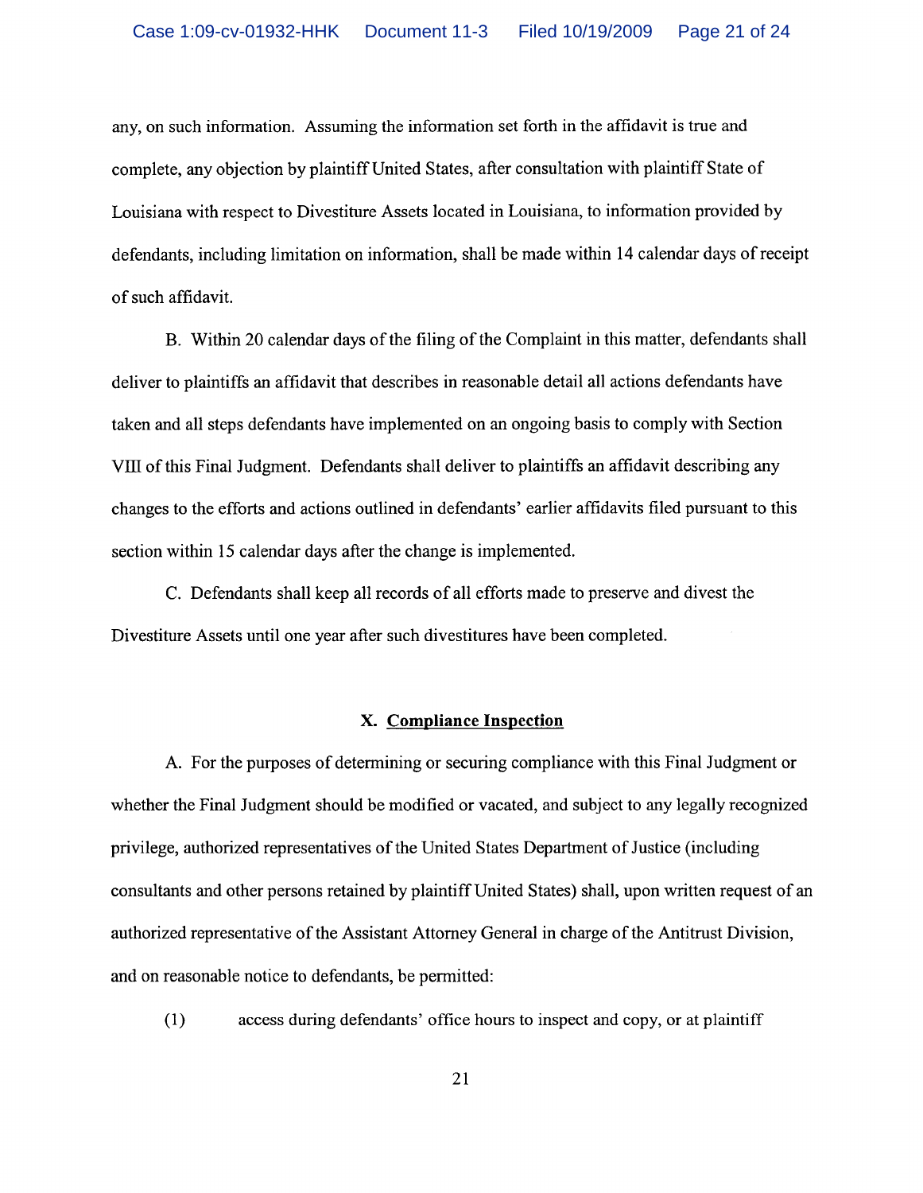any, on such information. Assuming the information set forth in the affidavit is true and complete, any objection by plaintiff United States, after consultation with plaintiff State of Louisiana with respect to Divestiture Assets located in Louisiana, to information provided by defendants, including limitation on information, shall be made within 14 calendar days of receipt of such affidavit.

B. Within 20 calendar days of the filing of the Complaint in this matter, defendants shall deliver to plaintiffs an affidavit that describes in reasonable detail all actions defendants have taken and all steps defendants have implemented on an ongoing basis to comply with Section VIII of this Final Judgment. Defendants shall deliver to plaintiffs an affidavit describing any changes to the efforts and actions outlined in defendants' earlier affidavits filed pursuant to this section within 15 calendar days after the change is implemented.

C. Defendants shall keep all records of all efforts made to preserve and divest the Divestiture Assets until one year after such divestitures have been completed.

## X. <u>Compliance Inspection</u>

A. For the purposes of determining or securing compliance with this Final Judgment or whether the Final Judgment should be modified or vacated, and subject to any legally recognized privilege, authorized representatives of the United States Department of Justice (including consultants and other persons retained by plaintiff United States) shall, upon written request of an authorized representative of the Assistant Attorney General in charge of the Antitrust Division, and on reasonable notice to defendants, be permitted:

(1) access during defendants' office hours to inspect and copy, or at plaintiff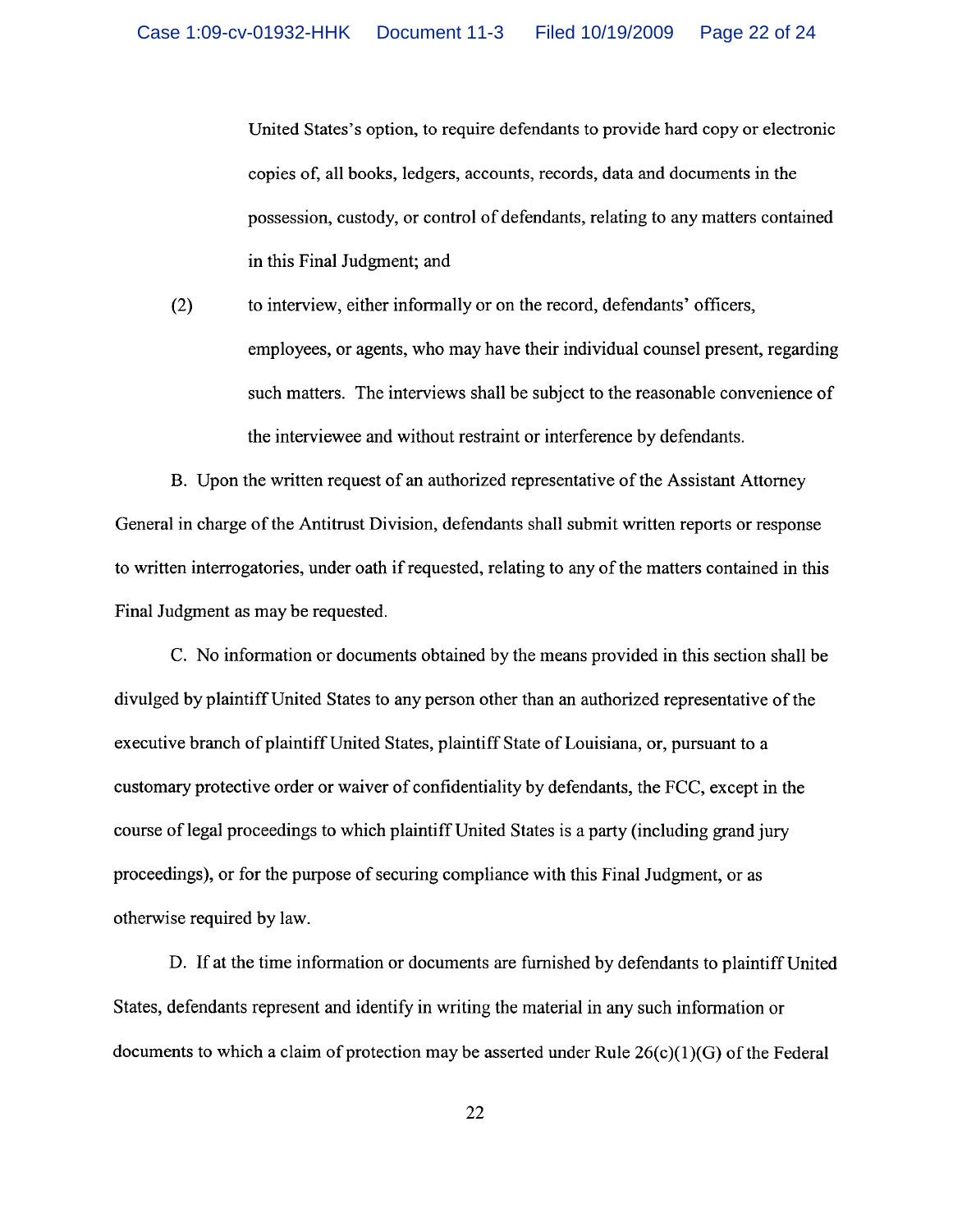United States's option, to require defendants to provide hard copy or electronic copies of, all books, ledgers, accounts, records, data and documents in the possession, custody, or control of defendants, relating to any matters contained in this Final Judgment; and

(2) to interview, either informally or on the record, defendants' officers, employees, or agents, who may have their individual counsel present, regarding such matters. The interviews shall be subject to the reasonable convenience of the interviewee and without restraint or interference by defendants.

B. Upon the written request of an authorized representative of the Assistant Attorney General in charge of the Antitrust Division, defendants shall submit written reports or response to written interrogatories, under oath if requested, relating to any of the matters contained in this Final Judgment as may be requested.

C. No information or documents obtained by the means provided in this section shall be divulged by plaintiff United States to any person other than an authorized representative of the executive branch of plaintiff United States, plaintiff State of Louisiana, or, pursuant to a customary protective order or waiver of confidentiality by defendants, the FCC, except in the course of legal proceedings to which plaintiff United States is a party (including grand jury proceedings), or for the purpose of securing compliance with this Final Judgment, or as otherwise required by law.

D. If at the time information or documents are furnished by defendants to plaintiff United States, defendants represent and identify in writing the material in any such information or documents to which a claim of protection may be asserted under Rule 26(c)(1)(G) of the Federal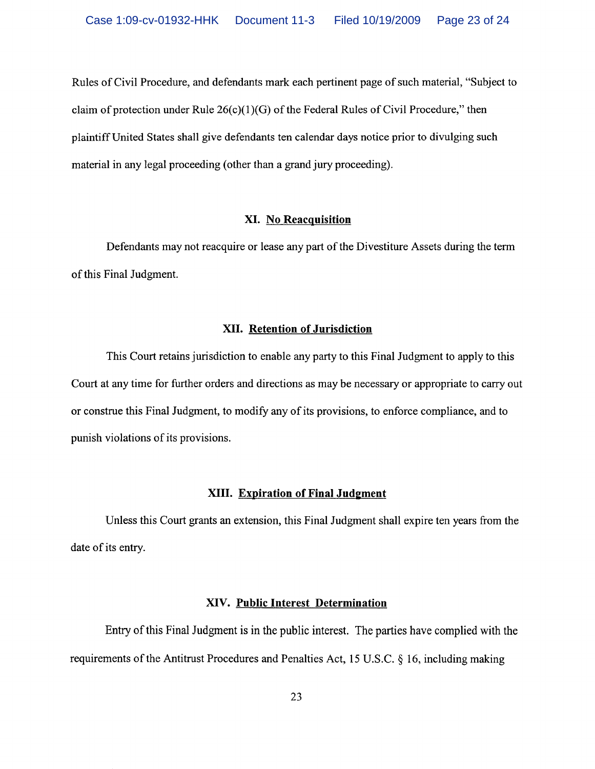Rules of Civil Procedure, and defendants mark each pertinent page of such material, "Subject to claim of protection under Rule 26(c)(1)(G) of the Federal Rules of Civil Procedure," then plaintiff United States shall give defendants ten calendar days notice prior to divulging such material in any legal proceeding (other than a grand jury proceeding).

## XI. No Reacquisition

Defendants may not reacquire or lease any part of the Divestiture Assets during the term of this Final Judgment.

## XII. Retention of Jurisdiction

This Court retains jurisdiction to enable any party to this Final Judgment to apply to this Court at any time for further orders and directions as may be necessary or appropriate to carry out or construe this Final Judgment, to modify any of its provisions, to enforce compliance, and to punish violations of its provisions.

## XIII. Expiration of Final Judgment

Unless this Court grants an extension, this Final Judgment shall expire ten years from the date of its entry.

## XIV. Public Interest Determination

Entry of this Final Judgment is in the public interest. The parties have complied with the requirements of the Antitrust Procedures and Penalties Act, 15 U.S.C. § 16, including making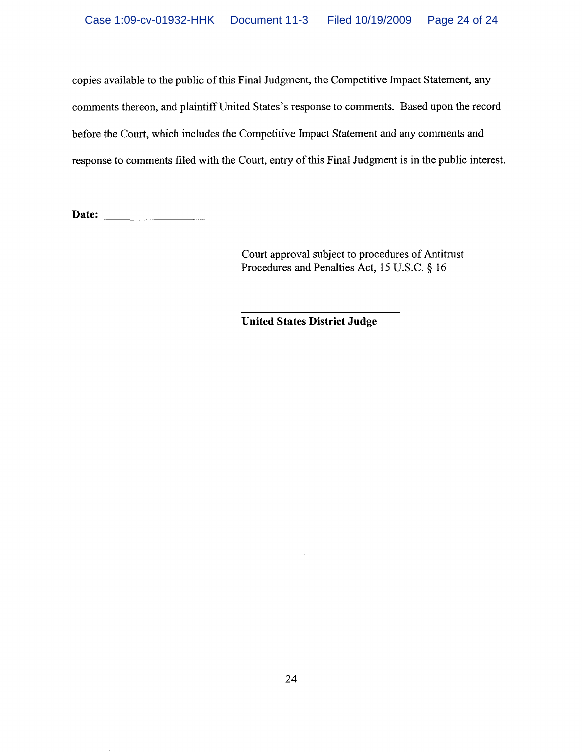copies available to the public of this Final Judgment, the Competitive Impact Statement, any comments thereon, and plaintiff United States's response to comments. Based upon the record before the Court, which includes the Competitive Impact Statement and any comments and response to comments filed with the Court, entry of this Final Judgment is in the public interest.

**Date:** \_\_\_\_\_\_\_\_\_\_\_\_\_\_\_\_\_\_

Court approval subject to procedures of Antitrust Procedures and Penalties Act, 15 U.S.C. § 16

\_\_\_\_\_\_\_\_\_\_\_\_\_\_\_\_\_\_\_\_\_\_\_\_\_\_\_\_

**United States District Judge**